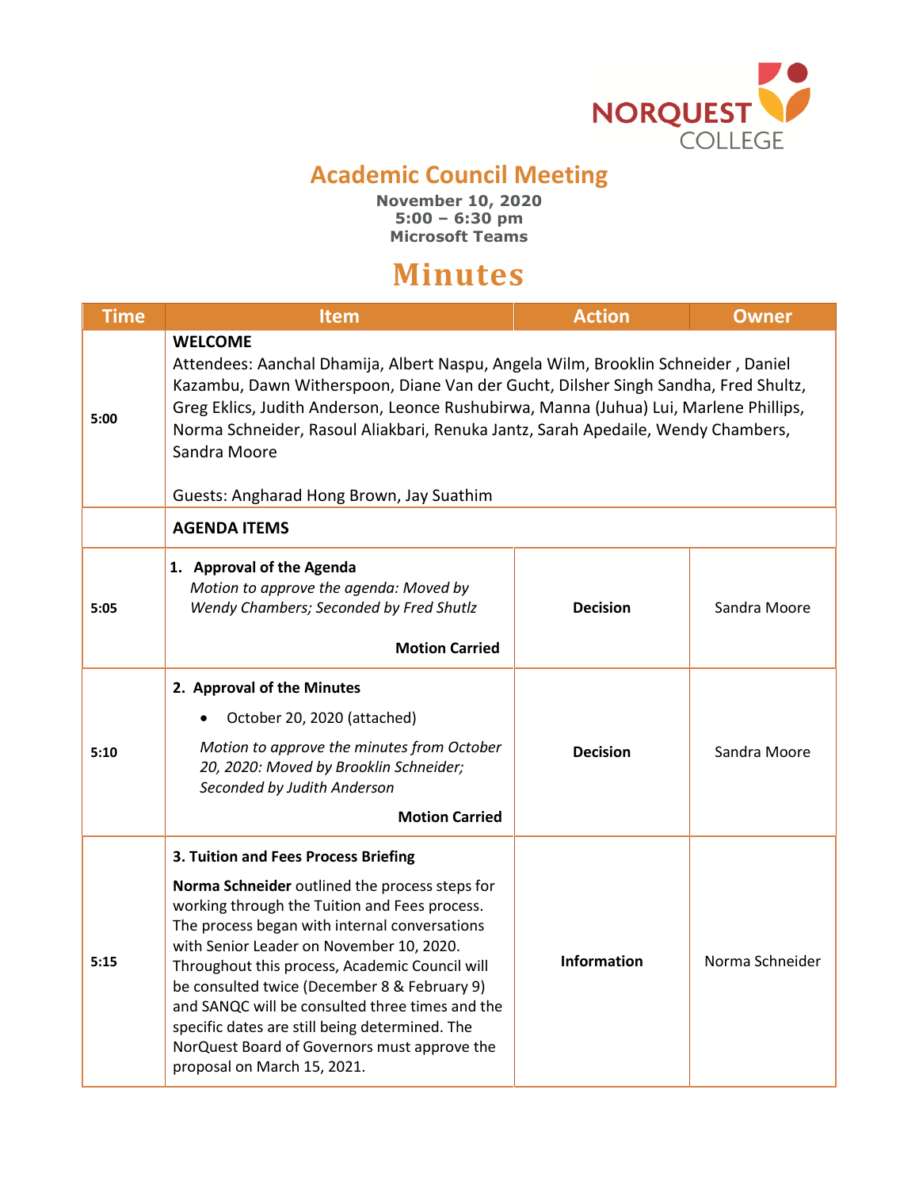# Academic Council Meeting

**November 10, 2020**
**5:00 – 6:30 pm**
**Microsoft Teams**

# Minutes

| Time | Item | Action | Owner |
|---|---|---|---|
| 5:00 | **WELCOME**<br>Attendees: Aanchal Dhamija, Albert Naspu, Angela Wilm, Brooklin Schneider , Daniel Kazambu, Dawn Witherspoon, Diane Van der Gucht, Dilsher Singh Sandha, Fred Shultz, Greg Eklics, Judith Anderson, Leonce Rushubirwa, Manna (Juhua) Lui, Marlene Phillips, Norma Schneider, Rasoul Aliakbari, Renuka Jantz, Sarah Apedaile, Wendy Chambers, Sandra Moore<br><br>Guests: Angharad Hong Brown, Jay Suathim | | |
| | **AGENDA ITEMS** | | |
| 5:05 | **1. Approval of the Agenda**<br>*Motion to approve the agenda: Moved by Wendy Chambers; Seconded by Fred Shutlz*<br>**Motion Carried** | **Decision** | Sandra Moore |
| 5:10 | **2. Approval of the Minutes**<br>• October 20, 2020 (attached)<br>*Motion to approve the minutes from October 20, 2020: Moved by Brooklin Schneider; Seconded by Judith Anderson*<br>**Motion Carried** | **Decision** | Sandra Moore |
| 5:15 | **3. Tuition and Fees Process Briefing**<br>**Norma Schneider** outlined the process steps for working through the Tuition and Fees process. The process began with internal conversations with Senior Leader on November 10, 2020. Throughout this process, Academic Council will be consulted twice (December 8 & February 9) and SANQC will be consulted three times and the specific dates are still being determined. The NorQuest Board of Governors must approve the proposal on March 15, 2021. | **Information** | Norma Schneider |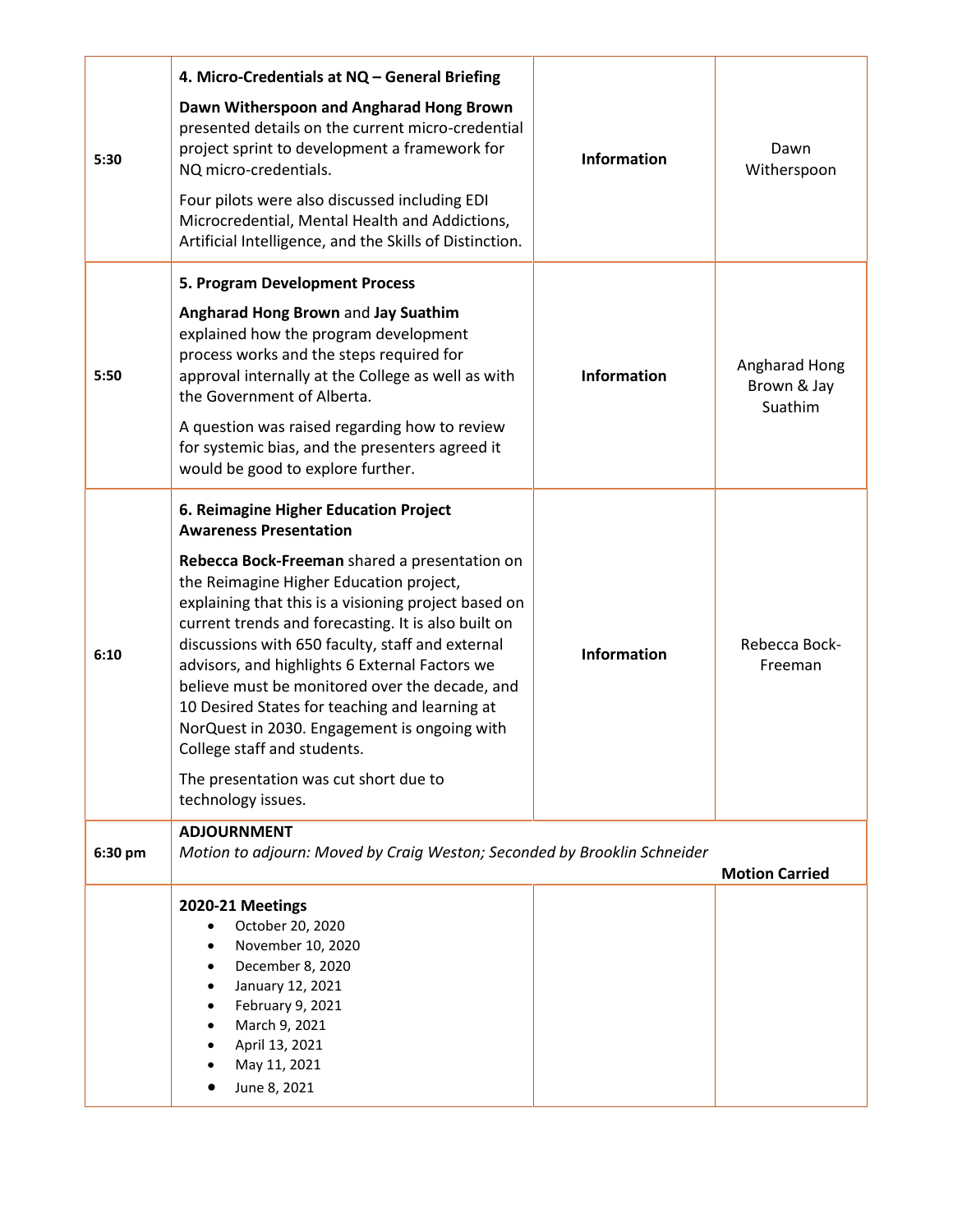| | | | |
|---|---|---|---|
| 5:30 | **4. Micro-Credentials at NQ – General Briefing**<br><br>**Dawn Witherspoon and Angharad Hong Brown** presented details on the current micro-credential project sprint to development a framework for NQ micro-credentials.<br><br>Four pilots were also discussed including EDI Microcredential, Mental Health and Addictions, Artificial Intelligence, and the Skills of Distinction. | **Information** | Dawn Witherspoon |
| 5:50 | **5. Program Development Process**<br><br>**Angharad Hong Brown** and **Jay Suathim** explained how the program development process works and the steps required for approval internally at the College as well as with the Government of Alberta.<br><br>A question was raised regarding how to review for systemic bias, and the presenters agreed it would be good to explore further. | **Information** | Angharad Hong Brown & Jay Suathim |
| 6:10 | **6. Reimagine Higher Education Project Awareness Presentation**<br><br>**Rebecca Bock-Freeman** shared a presentation on the Reimagine Higher Education project, explaining that this is a visioning project based on current trends and forecasting. It is also built on discussions with 650 faculty, staff and external advisors, and highlights 6 External Factors we believe must be monitored over the decade, and 10 Desired States for teaching and learning at NorQuest in 2030. Engagement is ongoing with College staff and students.<br><br>The presentation was cut short due to technology issues. | **Information** | Rebecca Bock-Freeman |
| 6:30 pm | **ADJOURNMENT**<br>*Motion to adjourn: Moved by Craig Weston; Seconded by Brooklin Schneider* | | **Motion Carried** |
| | **2020-21 Meetings**<br>• October 20, 2020<br>• November 10, 2020<br>• December 8, 2020<br>• January 12, 2021<br>• February 9, 2021<br>• March 9, 2021<br>• April 13, 2021<br>• May 11, 2021<br>• June 8, 2021 | | |